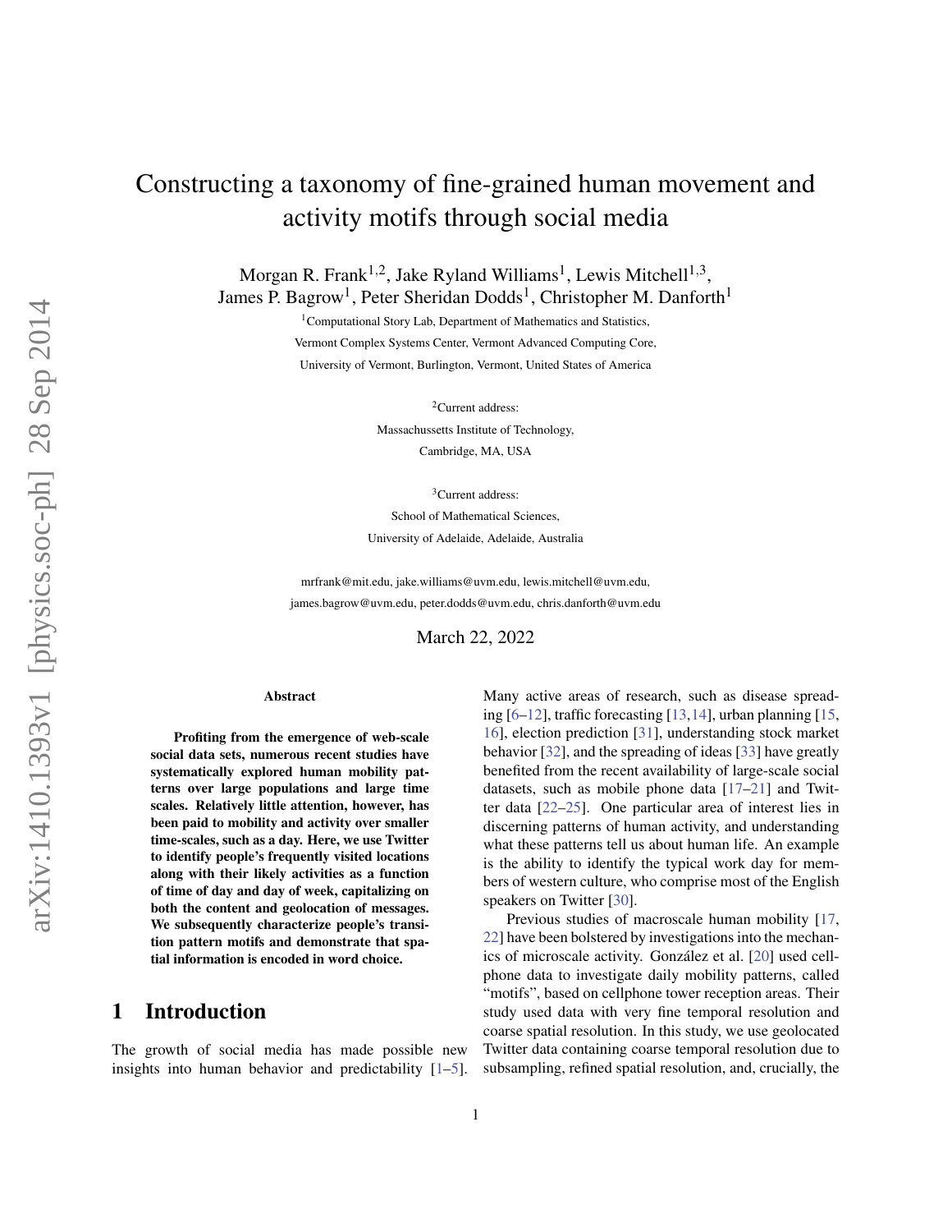# Constructing a taxonomy of fine-grained human movement and activity motifs through social media

Morgan R. Frank[1,2], Jake Ryland Williams[1], Lewis Mitchell[1,3], James P. Bagrow[1], Peter Sheridan Dodds[1], Christopher M. Danforth[1]

[1]Computational Story Lab, Department of Mathematics and Statistics, Vermont Complex Systems Center, Vermont Advanced Computing Core, University of Vermont, Burlington, Vermont, United States of America

[2]Current address: Massachussetts Institute of Technology, Cambridge, MA, USA

[3]Current address: School of Mathematical Sciences, University of Adelaide, Adelaide, Australia

mrfrank@mit.edu, jake.williams@uvm.edu, lewis.mitchell@uvm.edu, james.bagrow@uvm.edu, peter.dodds@uvm.edu, chris.danforth@uvm.edu

March 22, 2022

### Abstract

**Profiting from the emergence of web-scale social data sets, numerous recent studies have systematically explored human mobility patterns over large populations and large time scales. Relatively little attention, however, has been paid to mobility and activity over smaller time-scales, such as a day. Here, we use Twitter to identify people's frequently visited locations along with their likely activities as a function of time of day and day of week, capitalizing on both the content and geolocation of messages. We subsequently characterize people's transition pattern motifs and demonstrate that spatial information is encoded in word choice.**

## 1 Introduction

The growth of social media has made possible new insights into human behavior and predictability [1–5]. Many active areas of research, such as disease spreading [6–12], traffic forecasting [13,14], urban planning [15, 16], election prediction [31], understanding stock market behavior [32], and the spreading of ideas [33] have greatly benefited from the recent availability of large-scale social datasets, such as mobile phone data [17–21] and Twitter data [22–25]. One particular area of interest lies in discerning patterns of human activity, and understanding what these patterns tell us about human life. An example is the ability to identify the typical work day for members of western culture, who comprise most of the English speakers on Twitter [30].

Previous studies of macroscale human mobility [17, 22] have been bolstered by investigations into the mechanics of microscale activity. González et al. [20] used cellphone data to investigate daily mobility patterns, called "motifs", based on cellphone tower reception areas. Their study used data with very fine temporal resolution and coarse spatial resolution. In this study, we use geolocated Twitter data containing coarse temporal resolution due to subsampling, refined spatial resolution, and, crucially, the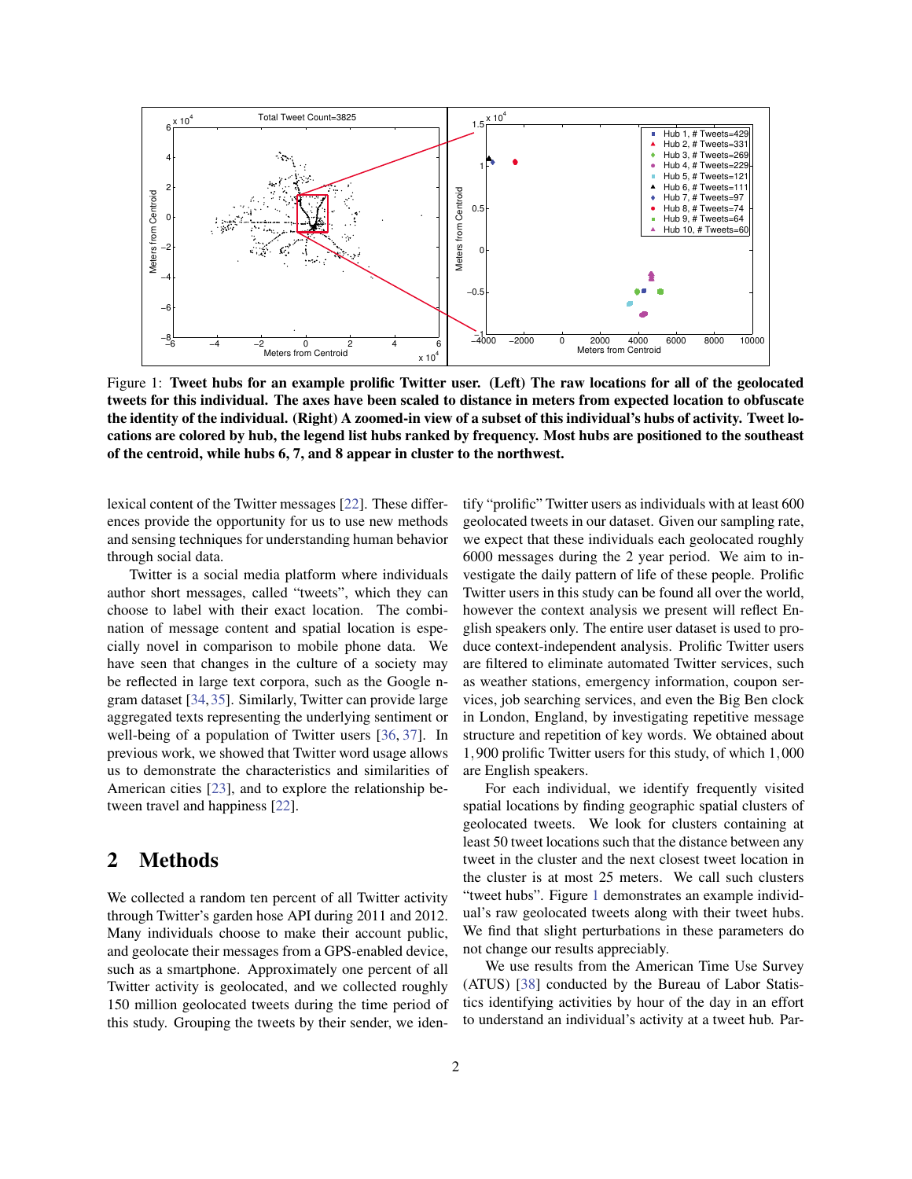Figure 1: **Tweet hubs for an example prolific Twitter user. (Left) The raw locations for all of the geolocated tweets for this individual. The axes have been scaled to distance in meters from expected location to obfuscate the identity of the individual. (Right) A zoomed-in view of a subset of this individual's hubs of activity. Tweet locations are colored by hub, the legend list hubs ranked by frequency. Most hubs are positioned to the southeast of the centroid, while hubs 6, 7, and 8 appear in cluster to the northwest.**

lexical content of the Twitter messages [22]. These differences provide the opportunity for us to use new methods and sensing techniques for understanding human behavior through social data.

Twitter is a social media platform where individuals author short messages, called "tweets", which they can choose to label with their exact location. The combination of message content and spatial location is especially novel in comparison to mobile phone data. We have seen that changes in the culture of a society may be reflected in large text corpora, such as the Google n-gram dataset [34, 35]. Similarly, Twitter can provide large aggregated texts representing the underlying sentiment or well-being of a population of Twitter users [36, 37]. In previous work, we showed that Twitter word usage allows us to demonstrate the characteristics and similarities of American cities [23], and to explore the relationship between travel and happiness [22].

## 2 Methods

We collected a random ten percent of all Twitter activity through Twitter's garden hose API during 2011 and 2012. Many individuals choose to make their account public, and geolocate their messages from a GPS-enabled device, such as a smartphone. Approximately one percent of all Twitter activity is geolocated, and we collected roughly 150 million geolocated tweets during the time period of this study. Grouping the tweets by their sender, we identify "prolific" Twitter users as individuals with at least 600 geolocated tweets in our dataset. Given our sampling rate, we expect that these individuals each geolocated roughly 6000 messages during the 2 year period. We aim to investigate the daily pattern of life of these people. Prolific Twitter users in this study can be found all over the world, however the context analysis we present will reflect English speakers only. The entire user dataset is used to produce context-independent analysis. Prolific Twitter users are filtered to eliminate automated Twitter services, such as weather stations, emergency information, coupon services, job searching services, and even the Big Ben clock in London, England, by investigating repetitive message structure and repetition of key words. We obtained about 1,900 prolific Twitter users for this study, of which 1,000 are English speakers.

For each individual, we identify frequently visited spatial locations by finding geographic spatial clusters of geolocated tweets. We look for clusters containing at least 50 tweet locations such that the distance between any tweet in the cluster and the next closest tweet location in the cluster is at most 25 meters. We call such clusters "tweet hubs". Figure 1 demonstrates an example individual's raw geolocated tweets along with their tweet hubs. We find that slight perturbations in these parameters do not change our results appreciably.

We use results from the American Time Use Survey (ATUS) [38] conducted by the Bureau of Labor Statistics identifying activities by hour of the day in an effort to understand an individual's activity at a tweet hub. Par-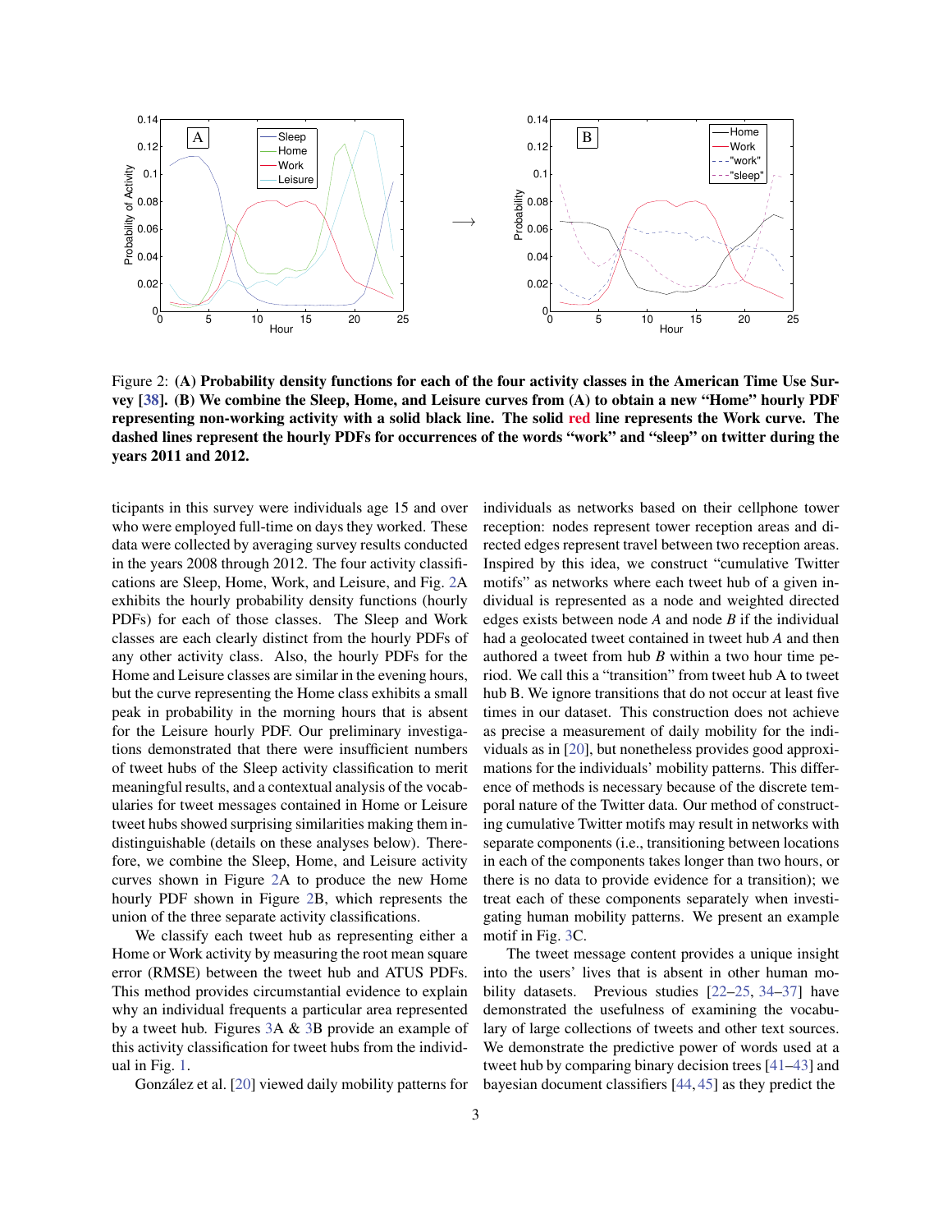**Figure 2: (A) Probability density functions for each of the four activity classes in the American Time Use Survey [38]. (B) We combine the Sleep, Home, and Leisure curves from (A) to obtain a new "Home" hourly PDF representing non-working activity with a solid black line. The solid red line represents the Work curve. The dashed lines represent the hourly PDFs for occurrences of the words "work" and "sleep" on twitter during the years 2011 and 2012.**

ticipants in this survey were individuals age 15 and over who were employed full-time on days they worked. These data were collected by averaging survey results conducted in the years 2008 through 2012. The four activity classifications are Sleep, Home, Work, and Leisure, and Fig. 2A exhibits the hourly probability density functions (hourly PDFs) for each of those classes. The Sleep and Work classes are each clearly distinct from the hourly PDFs of any other activity class. Also, the hourly PDFs for the Home and Leisure classes are similar in the evening hours, but the curve representing the Home class exhibits a small peak in probability in the morning hours that is absent for the Leisure hourly PDF. Our preliminary investigations demonstrated that there were insufficient numbers of tweet hubs of the Sleep activity classification to merit meaningful results, and a contextual analysis of the vocabularies for tweet messages contained in Home or Leisure tweet hubs showed surprising similarities making them indistinguishable (details on these analyses below). Therefore, we combine the Sleep, Home, and Leisure activity curves shown in Figure 2A to produce the new Home hourly PDF shown in Figure 2B, which represents the union of the three separate activity classifications.

We classify each tweet hub as representing either a Home or Work activity by measuring the root mean square error (RMSE) between the tweet hub and ATUS PDFs. This method provides circumstantial evidence to explain why an individual frequents a particular area represented by a tweet hub. Figures 3A & 3B provide an example of this activity classification for tweet hubs from the individual in Fig. 1.

González et al. [20] viewed daily mobility patterns for individuals as networks based on their cellphone tower reception: nodes represent tower reception areas and directed edges represent travel between two reception areas. Inspired by this idea, we construct "cumulative Twitter motifs" as networks where each tweet hub of a given individual is represented as a node and weighted directed edges exists between node *A* and node *B* if the individual had a geolocated tweet contained in tweet hub *A* and then authored a tweet from hub *B* within a two hour time period. We call this a "transition" from tweet hub A to tweet hub B. We ignore transitions that do not occur at least five times in our dataset. This construction does not achieve as precise a measurement of daily mobility for the individuals as in [20], but nonetheless provides good approximations for the individuals' mobility patterns. This difference of methods is necessary because of the discrete temporal nature of the Twitter data. Our method of constructing cumulative Twitter motifs may result in networks with separate components (i.e., transitioning between locations in each of the components takes longer than two hours, or there is no data to provide evidence for a transition); we treat each of these components separately when investigating human mobility patterns. We present an example motif in Fig. 3C.

The tweet message content provides a unique insight into the users' lives that is absent in other human mobility datasets. Previous studies [22–25, 34–37] have demonstrated the usefulness of examining the vocabulary of large collections of tweets and other text sources. We demonstrate the predictive power of words used at a tweet hub by comparing binary decision trees [41–43] and bayesian document classifiers [44, 45] as they predict the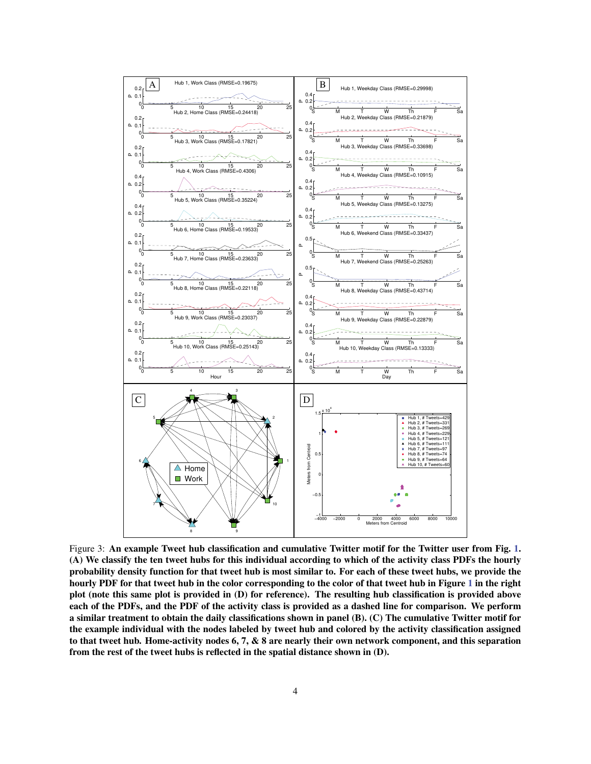Figure 3: **An example Tweet hub classification and cumulative Twitter motif for the Twitter user from Fig. 1. (A) We classify the ten tweet hubs for this individual according to which of the activity class PDFs the hourly probability density function for that tweet hub is most similar to. For each of these tweet hubs, we provide the hourly PDF for that tweet hub in the color corresponding to the color of that tweet hub in Figure 1 in the right plot (note this same plot is provided in (D) for reference). The resulting hub classification is provided above each of the PDFs, and the PDF of the activity class is provided as a dashed line for comparison. We perform a similar treatment to obtain the daily classifications shown in panel (B). (C) The cumulative Twitter motif for the example individual with the nodes labeled by tweet hub and colored by the activity classification assigned to that tweet hub. Home-activity nodes 6, 7, & 8 are nearly their own network component, and this separation from the rest of the tweet hubs is reflected in the spatial distance shown in (D).**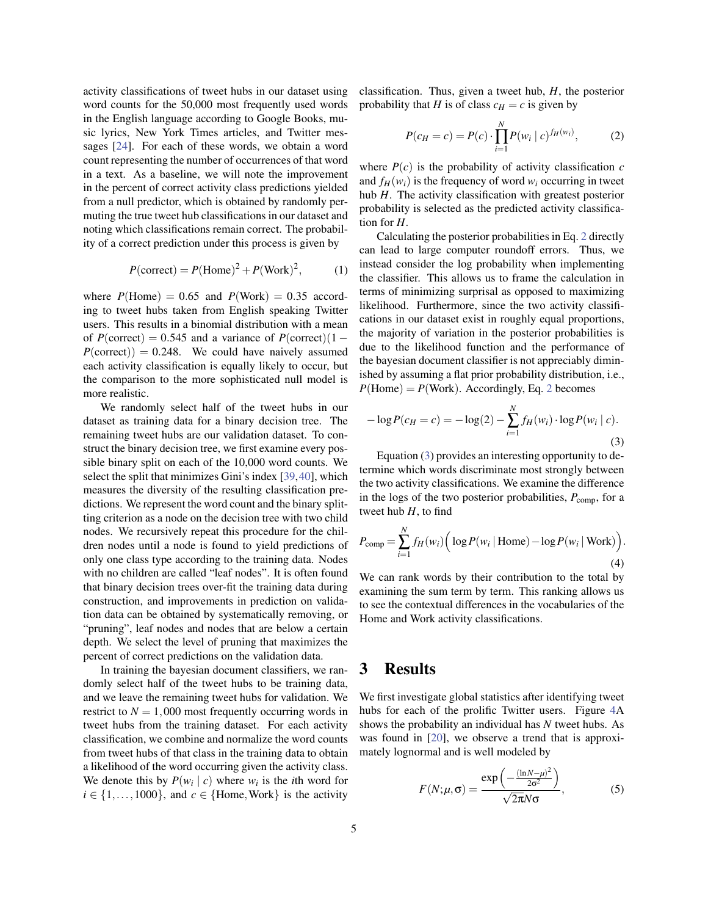activity classifications of tweet hubs in our dataset using word counts for the 50,000 most frequently used words in the English language according to Google Books, music lyrics, New York Times articles, and Twitter messages [24]. For each of these words, we obtain a word count representing the number of occurrences of that word in a text. As a baseline, we will note the improvement in the percent of correct activity class predictions yielded from a null predictor, which is obtained by randomly permuting the true tweet hub classifications in our dataset and noting which classifications remain correct. The probability of a correct prediction under this process is given by

$$P(\text{correct}) = P(\text{Home})^2 + P(\text{Work})^2, \tag{1}$$

where $P(\text{Home}) = 0.65$ and $P(\text{Work}) = 0.35$ according to tweet hubs taken from English speaking Twitter users. This results in a binomial distribution with a mean of $P(\text{correct}) = 0.545$ and a variance of $P(\text{correct})(1 - P(\text{correct})) = 0.248$. We could have naively assumed each activity classification is equally likely to occur, but the comparison to the more sophisticated null model is more realistic.

We randomly select half of the tweet hubs in our dataset as training data for a binary decision tree. The remaining tweet hubs are our validation dataset. To construct the binary decision tree, we first examine every possible binary split on each of the 10,000 word counts. We select the split that minimizes Gini's index [39,40], which measures the diversity of the resulting classification predictions. We represent the word count and the binary splitting criterion as a node on the decision tree with two child nodes. We recursively repeat this procedure for the children nodes until a node is found to yield predictions of only one class type according to the training data. Nodes with no children are called "leaf nodes". It is often found that binary decision trees over-fit the training data during construction, and improvements in prediction on validation data can be obtained by systematically removing, or "pruning", leaf nodes and nodes that are below a certain depth. We select the level of pruning that maximizes the percent of correct predictions on the validation data.

In training the bayesian document classifiers, we randomly select half of the tweet hubs to be training data, and we leave the remaining tweet hubs for validation. We restrict to $N = 1,000$ most frequently occurring words in tweet hubs from the training dataset. For each activity classification, we combine and normalize the word counts from tweet hubs of that class in the training data to obtain a likelihood of the word occurring given the activity class. We denote this by $P(w_i \mid c)$ where $w_i$ is the $i$th word for $i \in \{1, \ldots, 1000\}$, and $c \in \{\text{Home}, \text{Work}\}$ is the activity classification. Thus, given a tweet hub, $H$, the posterior probability that $H$ is of class $c_H = c$ is given by

$$P(c_H = c) = P(c) \cdot \prod_{i=1}^{N} P(w_i \mid c)^{f_H(w_i)}, \tag{2}$$

where $P(c)$ is the probability of activity classification $c$ and $f_H(w_i)$ is the frequency of word $w_i$ occurring in tweet hub $H$. The activity classification with greatest posterior probability is selected as the predicted activity classification for $H$.

Calculating the posterior probabilities in Eq. 2 directly can lead to large computer roundoff errors. Thus, we instead consider the log probability when implementing the classifier. This allows us to frame the calculation in terms of minimizing surprisal as opposed to maximizing likelihood. Furthermore, since the two activity classifications in our dataset exist in roughly equal proportions, the majority of variation in the posterior probabilities is due to the likelihood function and the performance of the bayesian document classifier is not appreciably diminished by assuming a flat prior probability distribution, i.e., $P(\text{Home}) = P(\text{Work})$. Accordingly, Eq. 2 becomes

$$-\log P(c_H = c) = -\log(2) - \sum_{i=1}^{N} f_H(w_i) \cdot \log P(w_i \mid c). \tag{3}$$

Equation (3) provides an interesting opportunity to determine which words discriminate most strongly between the two activity classifications. We examine the difference in the logs of the two posterior probabilities, $P_{\text{comp}}$, for a tweet hub $H$, to find

$$P_{\text{comp}} = \sum_{i=1}^{N} f_H(w_i) \Big( \log P(w_i \mid \text{Home}) - \log P(w_i \mid \text{Work}) \Big). \tag{4}$$

We can rank words by their contribution to the total by examining the sum term by term. This ranking allows us to see the contextual differences in the vocabularies of the Home and Work activity classifications.

# 3 Results

We first investigate global statistics after identifying tweet hubs for each of the prolific Twitter users. Figure 4A shows the probability an individual has $N$ tweet hubs. As was found in [20], we observe a trend that is approximately lognormal and is well modeled by

$$F(N; \mu, \sigma) = \frac{\exp\left(-\frac{(\ln N - \mu)^2}{2\sigma^2}\right)}{\sqrt{2\pi} N \sigma}, \tag{5}$$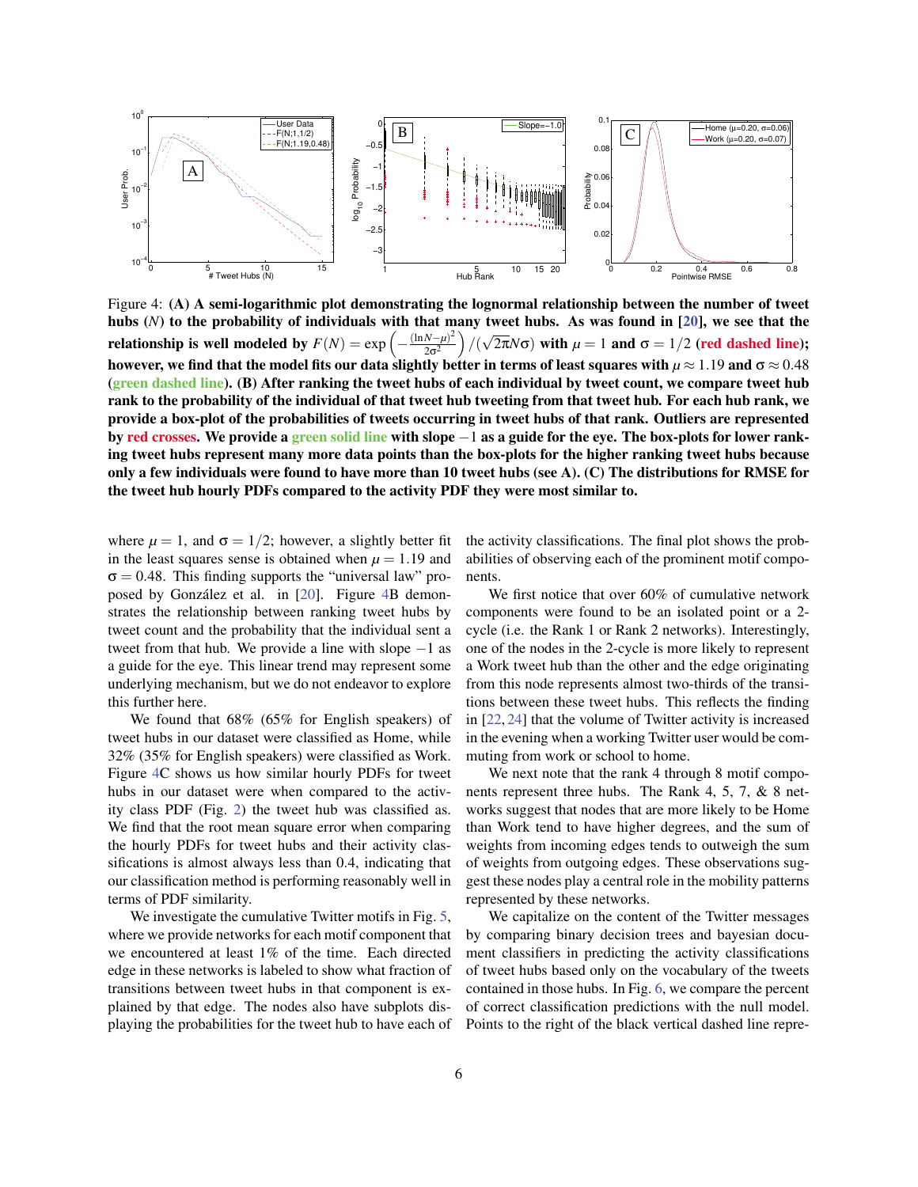Figure 4: **(A) A semi-logarithmic plot demonstrating the lognormal relationship between the number of tweet hubs ($N$) to the probability of individuals with that many tweet hubs. As was found in [20], we see that the relationship is well modeled by $F(N) = \exp\left(-\frac{(\ln N - \mu)^2}{2\sigma^2}\right) / (\sqrt{2\pi} N \sigma)$ with $\mu = 1$ and $\sigma = 1/2$ (red dashed line); however, we find that the model fits our data slightly better in terms of least squares with $\mu \approx 1.19$ and $\sigma \approx 0.48$ (green dashed line). (B) After ranking the tweet hubs of each individual by tweet count, we compare tweet hub rank to the probability of the individual of that tweet hub tweeting from that tweet hub. For each hub rank, we provide a box-plot of the probabilities of tweets occurring in tweet hubs of that rank. Outliers are represented by red crosses. We provide a green solid line with slope $-1$ as a guide for the eye. The box-plots for lower ranking tweet hubs represent many more data points than the box-plots for the higher ranking tweet hubs because only a few individuals were found to have more than 10 tweet hubs (see A). (C) The distributions for RMSE for the tweet hub hourly PDFs compared to the activity PDF they were most similar to.**

where $\mu = 1$, and $\sigma = 1/2$; however, a slightly better fit in the least squares sense is obtained when $\mu = 1.19$ and $\sigma = 0.48$. This finding supports the "universal law" proposed by González et al. in [20]. Figure 4B demonstrates the relationship between ranking tweet hubs by tweet count and the probability that the individual sent a tweet from that hub. We provide a line with slope $-1$ as a guide for the eye. This linear trend may represent some underlying mechanism, but we do not endeavor to explore this further here.

We found that 68% (65% for English speakers) of tweet hubs in our dataset were classified as Home, while 32% (35% for English speakers) were classified as Work. Figure 4C shows us how similar hourly PDFs for tweet hubs in our dataset were when compared to the activity class PDF (Fig. 2) the tweet hub was classified as. We find that the root mean square error when comparing the hourly PDFs for tweet hubs and their activity classifications is almost always less than 0.4, indicating that our classification method is performing reasonably well in terms of PDF similarity.

We investigate the cumulative Twitter motifs in Fig. 5, where we provide networks for each motif component that we encountered at least 1% of the time. Each directed edge in these networks is labeled to show what fraction of transitions between tweet hubs in that component is explained by that edge. The nodes also have subplots displaying the probabilities for the tweet hub to have each of the activity classifications. The final plot shows the probabilities of observing each of the prominent motif components.

We first notice that over 60% of cumulative network components were found to be an isolated point or a 2-cycle (i.e. the Rank 1 or Rank 2 networks). Interestingly, one of the nodes in the 2-cycle is more likely to represent a Work tweet hub than the other and the edge originating from this node represents almost two-thirds of the transitions between these tweet hubs. This reflects the finding in [22, 24] that the volume of Twitter activity is increased in the evening when a working Twitter user would be commuting from work or school to home.

We next note that the rank 4 through 8 motif components represent three hubs. The Rank 4, 5, 7, & 8 networks suggest that nodes that are more likely to be Home than Work tend to have higher degrees, and the sum of weights from incoming edges tends to outweigh the sum of weights from outgoing edges. These observations suggest these nodes play a central role in the mobility patterns represented by these networks.

We capitalize on the content of the Twitter messages by comparing binary decision trees and bayesian document classifiers in predicting the activity classifications of tweet hubs based only on the vocabulary of the tweets contained in those hubs. In Fig. 6, we compare the percent of correct classification predictions with the null model. Points to the right of the black vertical dashed line repre-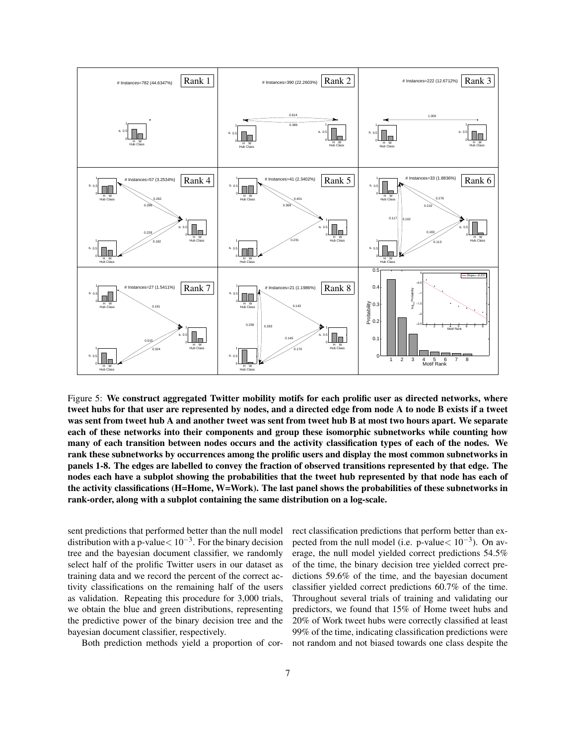Figure 5: **We construct aggregated Twitter mobility motifs for each prolific user as directed networks, where tweet hubs for that user are represented by nodes, and a directed edge from node A to node B exists if a tweet was sent from tweet hub A and another tweet was sent from tweet hub B at most two hours apart. We separate each of these networks into their components and group these isomorphic subnetworks while counting how many of each transition between nodes occurs and the activity classification types of each of the nodes. We rank these subnetworks by occurrences among the prolific users and display the most common subnetworks in panels 1-8. The edges are labelled to convey the fraction of observed transitions represented by that edge. The nodes each have a subplot showing the probabilities that the tweet hub represented by that node has each of the activity classifications (H=Home, W=Work). The last panel shows the probabilities of these subnetworks in rank-order, along with a subplot containing the same distribution on a log-scale.**

sent predictions that performed better than the null model distribution with a p-value$< 10^{-3}$. For the binary decision tree and the bayesian document classifier, we randomly select half of the prolific Twitter users in our dataset as training data and we record the percent of the correct activity classifications on the remaining half of the users as validation. Repeating this procedure for 3,000 trials, we obtain the blue and green distributions, representing the predictive power of the binary decision tree and the bayesian document classifier, respectively.

Both prediction methods yield a proportion of correct classification predictions that perform better than expected from the null model (i.e. p-value$< 10^{-3}$). On average, the null model yielded correct predictions 54.5% of the time, the binary decision tree yielded correct predictions 59.6% of the time, and the bayesian document classifier yielded correct predictions 60.7% of the time. Throughout several trials of training and validating our predictors, we found that 15% of Home tweet hubs and 20% of Work tweet hubs were correctly classified at least 99% of the time, indicating classification predictions were not random and not biased towards one class despite the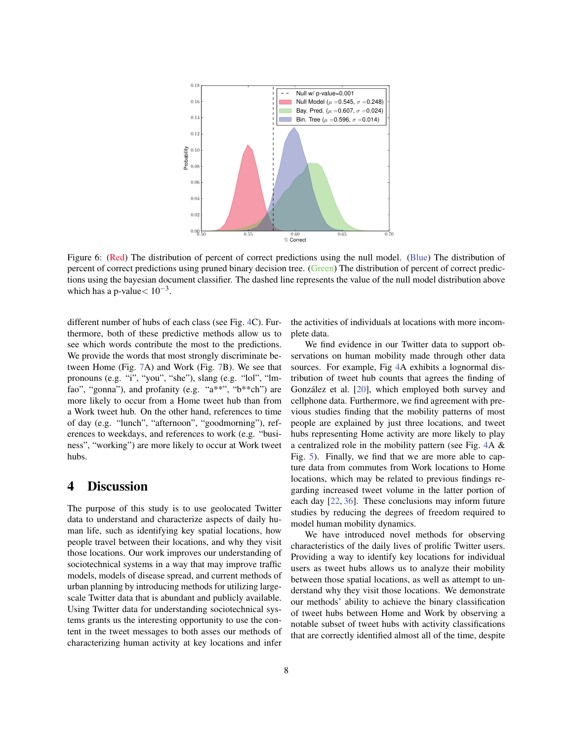Figure 6: (Red) The distribution of percent of correct predictions using the null model. (Blue) The distribution of percent of correct predictions using pruned binary decision tree. (Green) The distribution of percent of correct predictions using the bayesian document classifier. The dashed line represents the value of the null model distribution above which has a p-value$< 10^{-3}$.

different number of hubs of each class (see Fig. 4C). Furthermore, both of these predictive methods allow us to see which words contribute the most to the predictions. We provide the words that most strongly discriminate between Home (Fig. 7A) and Work (Fig. 7B). We see that pronouns (e.g. "i", "you", "she"), slang (e.g. "lol", "lmfao", "gonna"), and profanity (e.g. "a**", "b**ch") are more likely to occur from a Home tweet hub than from a Work tweet hub. On the other hand, references to time of day (e.g. "lunch", "afternoon", "goodmorning"), references to weekdays, and references to work (e.g. "business", "working") are more likely to occur at Work tweet hubs.

# 4 Discussion

The purpose of this study is to use geolocated Twitter data to understand and characterize aspects of daily human life, such as identifying key spatial locations, how people travel between their locations, and why they visit those locations. Our work improves our understanding of sociotechnical systems in a way that may improve traffic models, models of disease spread, and current methods of urban planning by introducing methods for utilizing large-scale Twitter data that is abundant and publicly available. Using Twitter data for understanding sociotechnical systems grants us the interesting opportunity to use the content in the tweet messages to both asses our methods of characterizing human activity at key locations and infer the activities of individuals at locations with more incomplete data.

We find evidence in our Twitter data to support observations on human mobility made through other data sources. For example, Fig 4A exhibits a lognormal distribution of tweet hub counts that agrees the finding of González et al. [20], which employed both survey and cellphone data. Furthermore, we find agreement with previous studies finding that the mobility patterns of most people are explained by just three locations, and tweet hubs representing Home activity are more likely to play a centralized role in the mobility pattern (see Fig. 4A & Fig. 5). Finally, we find that we are more able to capture data from commutes from Work locations to Home locations, which may be related to previous findings regarding increased tweet volume in the latter portion of each day [22, 36]. These conclusions may inform future studies by reducing the degrees of freedom required to model human mobility dynamics.

We have introduced novel methods for observing characteristics of the daily lives of prolific Twitter users. Providing a way to identify key locations for individual users as tweet hubs allows us to analyze their mobility between those spatial locations, as well as attempt to understand why they visit those locations. We demonstrate our methods' ability to achieve the binary classification of tweet hubs between Home and Work by observing a notable subset of tweet hubs with activity classifications that are correctly identified almost all of the time, despite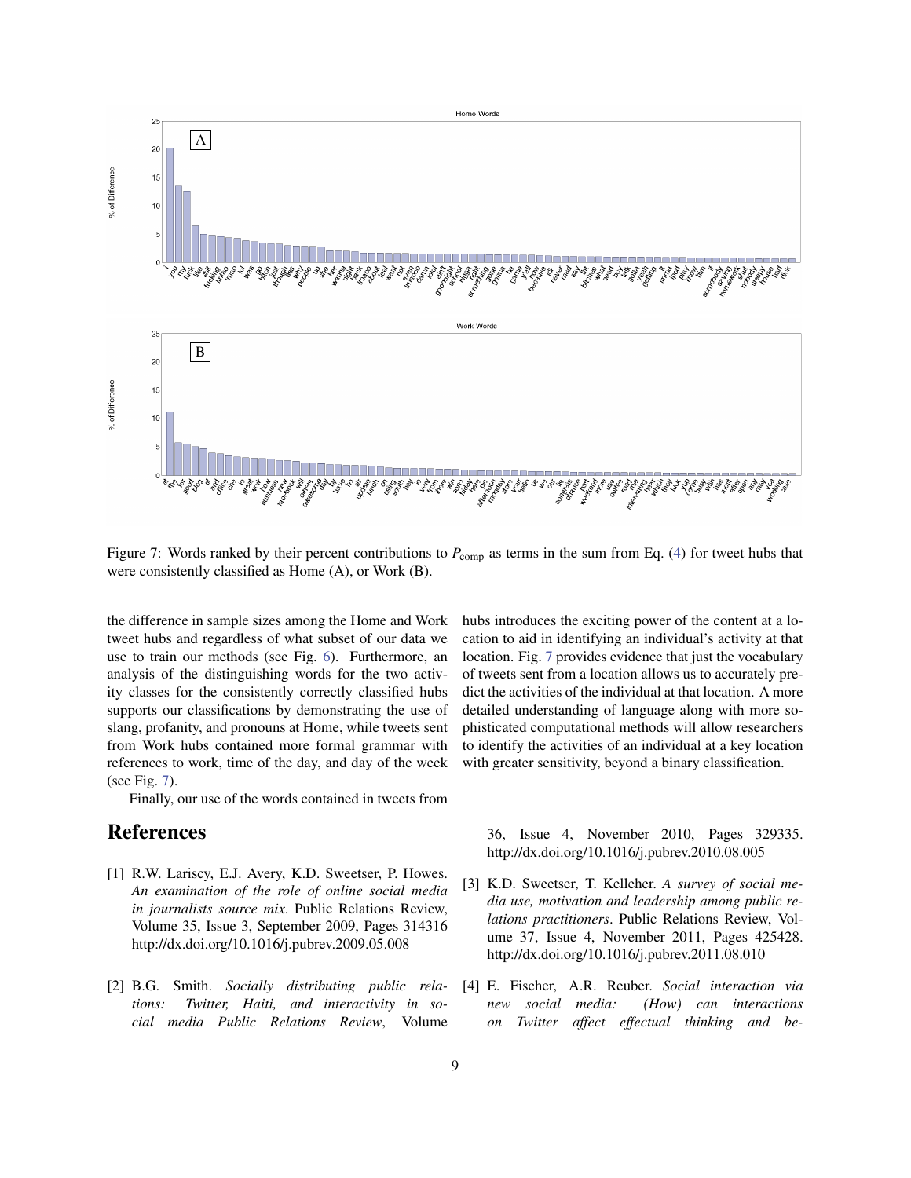Figure 7: Words ranked by their percent contributions to $P_{\text{comp}}$ as terms in the sum from Eq. (4) for tweet hubs that were consistently classified as Home (A), or Work (B).

the difference in sample sizes among the Home and Work tweet hubs and regardless of what subset of our data we use to train our methods (see Fig. 6). Furthermore, an analysis of the distinguishing words for the two activity classes for the consistently correctly classified hubs supports our classifications by demonstrating the use of slang, profanity, and pronouns at Home, while tweets sent from Work hubs contained more formal grammar with references to work, time of the day, and day of the week (see Fig. 7).

Finally, our use of the words contained in tweets from hubs introduces the exciting power of the content at a location to aid in identifying an individual's activity at that location. Fig. 7 provides evidence that just the vocabulary of tweets sent from a location allows us to accurately predict the activities of the individual at that location. A more detailed understanding of language along with more sophisticated computational methods will allow researchers to identify the activities of an individual at a key location with greater sensitivity, beyond a binary classification.

# References

[1] R.W. Lariscy, E.J. Avery, K.D. Sweetser, P. Howes. *An examination of the role of online social media in journalists source mix*. Public Relations Review, Volume 35, Issue 3, September 2009, Pages 314316 http://dx.doi.org/10.1016/j.pubrev.2009.05.008

[2] B.G. Smith. *Socially distributing public relations: Twitter, Haiti, and interactivity in social media Public Relations Review*, Volume 36, Issue 4, November 2010, Pages 329335. http://dx.doi.org/10.1016/j.pubrev.2010.08.005

[3] K.D. Sweetser, T. Kelleher. *A survey of social media use, motivation and leadership among public relations practitioners*. Public Relations Review, Volume 37, Issue 4, November 2011, Pages 425428. http://dx.doi.org/10.1016/j.pubrev.2011.08.010

[4] E. Fischer, A.R. Reuber. *Social interaction via new social media: (How) can interactions on Twitter affect effectual thinking and be-*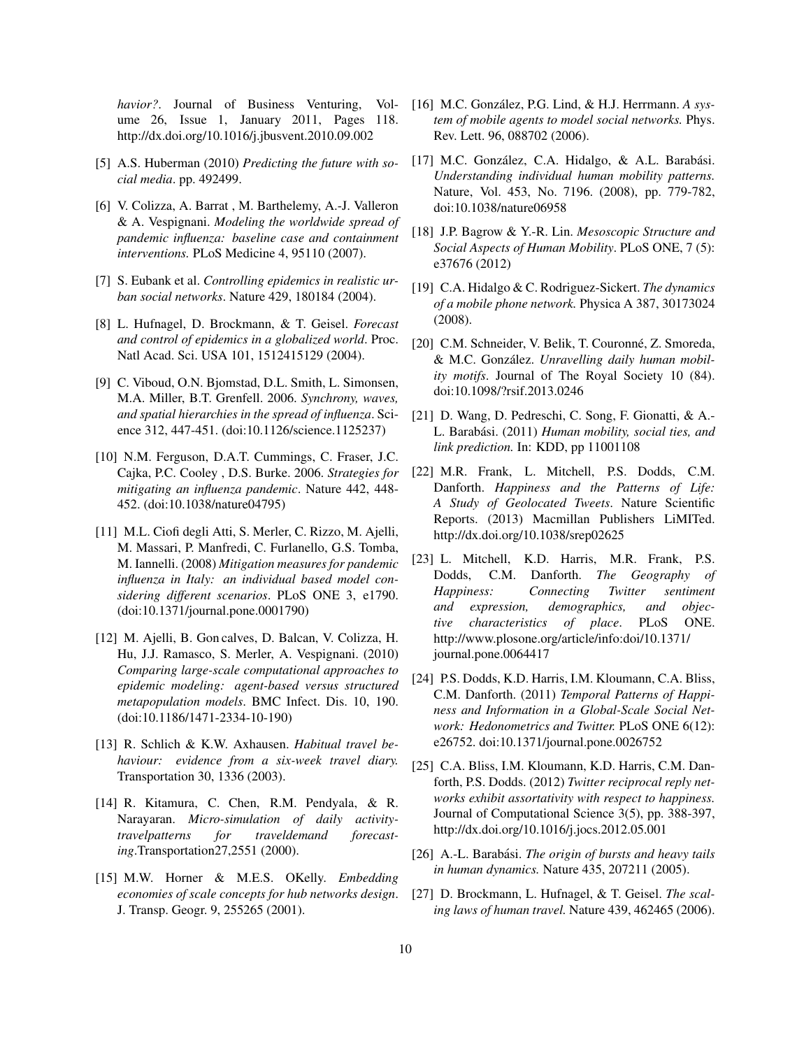*havior?*. Journal of Business Venturing, Volume 26, Issue 1, January 2011, Pages 118. http://dx.doi.org/10.1016/j.jbusvent.2010.09.002

[5] A.S. Huberman (2010) *Predicting the future with social media*. pp. 492499.

[6] V. Colizza, A. Barrat , M. Barthelemy, A.-J. Valleron & A. Vespignani. *Modeling the worldwide spread of pandemic influenza: baseline case and containment interventions.* PLoS Medicine 4, 95110 (2007).

[7] S. Eubank et al. *Controlling epidemics in realistic urban social networks*. Nature 429, 180184 (2004).

[8] L. Hufnagel, D. Brockmann, & T. Geisel. *Forecast and control of epidemics in a globalized world*. Proc. Natl Acad. Sci. USA 101, 1512415129 (2004).

[9] C. Viboud, O.N. Bjomstad, D.L. Smith, L. Simonsen, M.A. Miller, B.T. Grenfell. 2006. *Synchrony, waves, and spatial hierarchies in the spread of influenza*. Science 312, 447-451. (doi:10.1126/science.1125237)

[10] N.M. Ferguson, D.A.T. Cummings, C. Fraser, J.C. Cajka, P.C. Cooley , D.S. Burke. 2006. *Strategies for mitigating an influenza pandemic*. Nature 442, 448-452. (doi:10.1038/nature04795)

[11] M.L. Ciofi degli Atti, S. Merler, C. Rizzo, M. Ajelli, M. Massari, P. Manfredi, C. Furlanello, G.S. Tomba, M. Iannelli. (2008) *Mitigation measures for pandemic influenza in Italy: an individual based model considering different scenarios*. PLoS ONE 3, e1790. (doi:10.1371/journal.pone.0001790)

[12] M. Ajelli, B. Gon calves, D. Balcan, V. Colizza, H. Hu, J.J. Ramasco, S. Merler, A. Vespignani. (2010) *Comparing large-scale computational approaches to epidemic modeling: agent-based versus structured metapopulation models*. BMC Infect. Dis. 10, 190. (doi:10.1186/1471-2334-10-190)

[13] R. Schlich & K.W. Axhausen. *Habitual travel behaviour: evidence from a six-week travel diary.* Transportation 30, 1336 (2003).

[14] R. Kitamura, C. Chen, R.M. Pendyala, & R. Narayaran. *Micro-simulation of daily activity-travelpatterns for traveldemand forecasting*.Transportation27,2551 (2000).

[15] M.W. Horner & M.E.S. OKelly. *Embedding economies of scale concepts for hub networks design*. J. Transp. Geogr. 9, 255265 (2001).

[16] M.C. González, P.G. Lind, & H.J. Herrmann. *A system of mobile agents to model social networks.* Phys. Rev. Lett. 96, 088702 (2006).

[17] M.C. González, C.A. Hidalgo, & A.L. Barabási. *Understanding individual human mobility patterns.* Nature, Vol. 453, No. 7196. (2008), pp. 779-782, doi:10.1038/nature06958

[18] J.P. Bagrow & Y.-R. Lin. *Mesoscopic Structure and Social Aspects of Human Mobility*. PLoS ONE, 7 (5): e37676 (2012)

[19] C.A. Hidalgo & C. Rodriguez-Sickert. *The dynamics of a mobile phone network.* Physica A 387, 30173024 (2008).

[20] C.M. Schneider, V. Belik, T. Couronné, Z. Smoreda, & M.C. González. *Unravelling daily human mobility motifs*. Journal of The Royal Society 10 (84). doi:10.1098/?rsif.2013.0246

[21] D. Wang, D. Pedreschi, C. Song, F. Gionatti, & A.-L. Barabási. (2011) *Human mobility, social ties, and link prediction.* In: KDD, pp 11001108

[22] M.R. Frank, L. Mitchell, P.S. Dodds, C.M. Danforth. *Happiness and the Patterns of Life: A Study of Geolocated Tweets*. Nature Scientific Reports. (2013) Macmillan Publishers LiMITed. http://dx.doi.org/10.1038/srep02625

[23] L. Mitchell, K.D. Harris, M.R. Frank, P.S. Dodds, C.M. Danforth. *The Geography of Happiness: Connecting Twitter sentiment and expression, demographics, and objective characteristics of place*. PLoS ONE. http://www.plosone.org/article/info:doi/10.1371/journal.pone.0064417

[24] P.S. Dodds, K.D. Harris, I.M. Kloumann, C.A. Bliss, C.M. Danforth. (2011) *Temporal Patterns of Happiness and Information in a Global-Scale Social Network: Hedonometrics and Twitter.* PLoS ONE 6(12): e26752. doi:10.1371/journal.pone.0026752

[25] C.A. Bliss, I.M. Kloumann, K.D. Harris, C.M. Danforth, P.S. Dodds. (2012) *Twitter reciprocal reply networks exhibit assortativity with respect to happiness.* Journal of Computational Science 3(5), pp. 388-397, http://dx.doi.org/10.1016/j.jocs.2012.05.001

[26] A.-L. Barabási. *The origin of bursts and heavy tails in human dynamics.* Nature 435, 207211 (2005).

[27] D. Brockmann, L. Hufnagel, & T. Geisel. *The scaling laws of human travel.* Nature 439, 462465 (2006).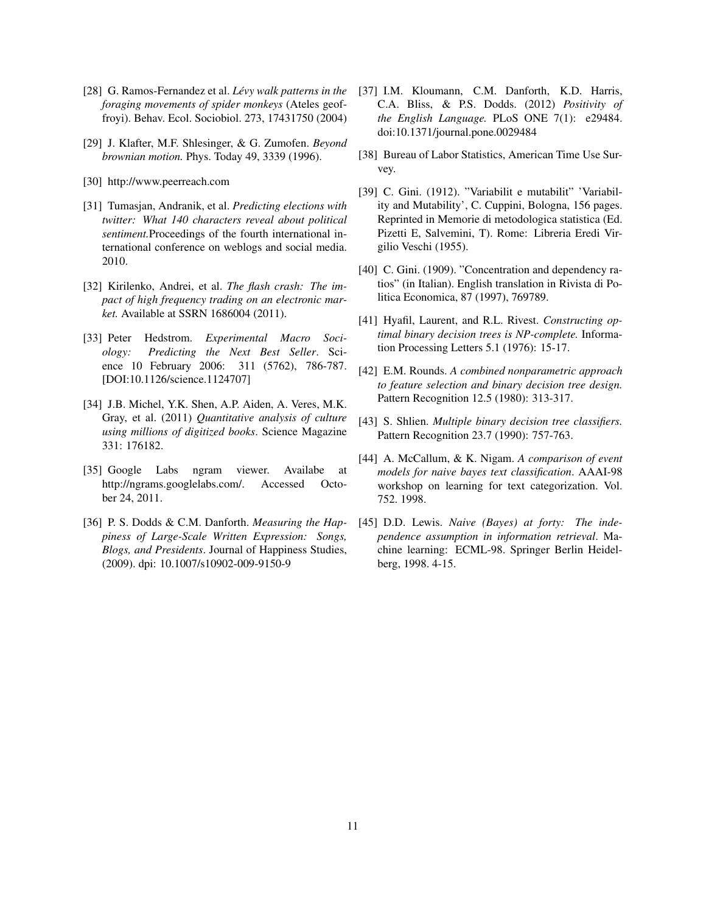[28] G. Ramos-Fernandez et al. *Lévy walk patterns in the foraging movements of spider monkeys* (Ateles geoffroyi). Behav. Ecol. Sociobiol. 273, 17431750 (2004)

[29] J. Klafter, M.F. Shlesinger, & G. Zumofen. *Beyond brownian motion.* Phys. Today 49, 3339 (1996).

[30] http://www.peerreach.com

[31] Tumasjan, Andranik, et al. *Predicting elections with twitter: What 140 characters reveal about political sentiment.*Proceedings of the fourth international international conference on weblogs and social media. 2010.

[32] Kirilenko, Andrei, et al. *The flash crash: The impact of high frequency trading on an electronic market.* Available at SSRN 1686004 (2011).

[33] Peter Hedstrom. *Experimental Macro Sociology: Predicting the Next Best Seller*. Science 10 February 2006: 311 (5762), 786-787. [DOI:10.1126/science.1124707]

[34] J.B. Michel, Y.K. Shen, A.P. Aiden, A. Veres, M.K. Gray, et al. (2011) *Quantitative analysis of culture using millions of digitized books*. Science Magazine 331: 176182.

[35] Google Labs ngram viewer. Availabe at http://ngrams.googlelabs.com/. Accessed October 24, 2011.

[36] P. S. Dodds & C.M. Danforth. *Measuring the Happiness of Large-Scale Written Expression: Songs, Blogs, and Presidents*. Journal of Happiness Studies, (2009). dpi: 10.1007/s10902-009-9150-9

[37] I.M. Kloumann, C.M. Danforth, K.D. Harris, C.A. Bliss, & P.S. Dodds. (2012) *Positivity of the English Language.* PLoS ONE 7(1): e29484. doi:10.1371/journal.pone.0029484

[38] Bureau of Labor Statistics, American Time Use Survey.

[39] C. Gini. (1912). "Variabilit e mutabilit" 'Variability and Mutability', C. Cuppini, Bologna, 156 pages. Reprinted in Memorie di metodologica statistica (Ed. Pizetti E, Salvemini, T). Rome: Libreria Eredi Virgilio Veschi (1955).

[40] C. Gini. (1909). "Concentration and dependency ratios" (in Italian). English translation in Rivista di Politica Economica, 87 (1997), 769789.

[41] Hyafil, Laurent, and R.L. Rivest. *Constructing optimal binary decision trees is NP-complete.* Information Processing Letters 5.1 (1976): 15-17.

[42] E.M. Rounds. *A combined nonparametric approach to feature selection and binary decision tree design.* Pattern Recognition 12.5 (1980): 313-317.

[43] S. Shlien. *Multiple binary decision tree classifiers.* Pattern Recognition 23.7 (1990): 757-763.

[44] A. McCallum, & K. Nigam. *A comparison of event models for naive bayes text classification*. AAAI-98 workshop on learning for text categorization. Vol. 752. 1998.

[45] D.D. Lewis. *Naive (Bayes) at forty: The independence assumption in information retrieval*. Machine learning: ECML-98. Springer Berlin Heidelberg, 1998. 4-15.